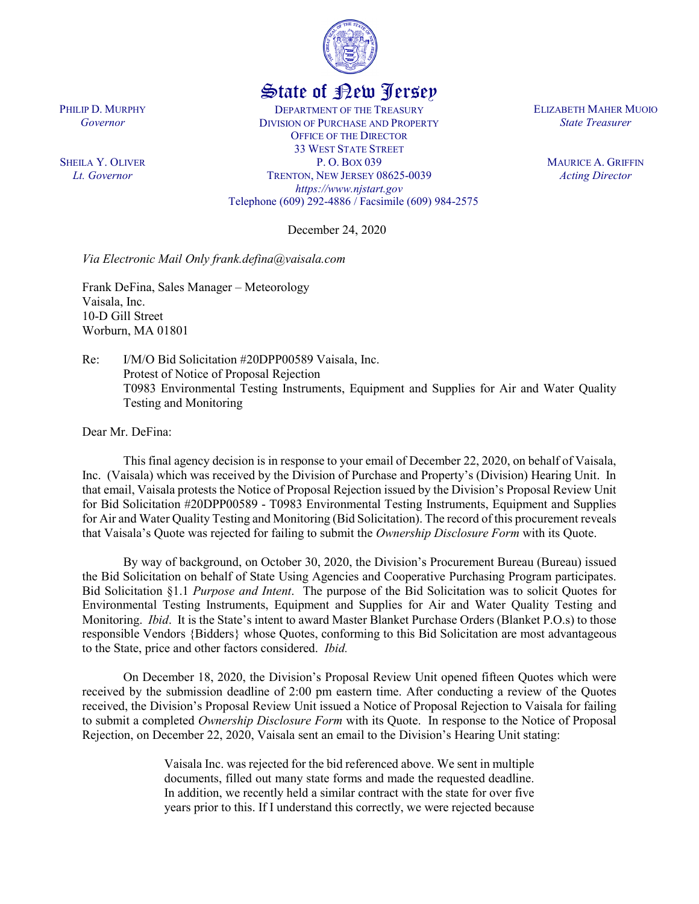# State of New Jersey

PHILIP D. MURPHY
*Governor*

SHEILA Y. OLIVER
*Lt. Governor*

DEPARTMENT OF THE TREASURY
DIVISION OF PURCHASE AND PROPERTY
OFFICE OF THE DIRECTOR
33 WEST STATE STREET
P. O. BOX 039
TRENTON, NEW JERSEY 08625-0039
*https://www.njstart.gov*
Telephone (609) 292-4886 / Facsimile (609) 984-2575

ELIZABETH MAHER MUOIO
*State Treasurer*

MAURICE A. GRIFFIN
*Acting Director*

December 24, 2020

*Via Electronic Mail Only frank.defina@vaisala.com*

Frank DeFina, Sales Manager – Meteorology
Vaisala, Inc.
10-D Gill Street
Worburn, MA 01801

Re: I/M/O Bid Solicitation #20DPP00589 Vaisala, Inc.
Protest of Notice of Proposal Rejection
T0983 Environmental Testing Instruments, Equipment and Supplies for Air and Water Quality Testing and Monitoring

Dear Mr. DeFina:

This final agency decision is in response to your email of December 22, 2020, on behalf of Vaisala, Inc. (Vaisala) which was received by the Division of Purchase and Property's (Division) Hearing Unit. In that email, Vaisala protests the Notice of Proposal Rejection issued by the Division's Proposal Review Unit for Bid Solicitation #20DPP00589 - T0983 Environmental Testing Instruments, Equipment and Supplies for Air and Water Quality Testing and Monitoring (Bid Solicitation). The record of this procurement reveals that Vaisala's Quote was rejected for failing to submit the *Ownership Disclosure Form* with its Quote.

By way of background, on October 30, 2020, the Division's Procurement Bureau (Bureau) issued the Bid Solicitation on behalf of State Using Agencies and Cooperative Purchasing Program participates. Bid Solicitation §1.1 *Purpose and Intent*. The purpose of the Bid Solicitation was to solicit Quotes for Environmental Testing Instruments, Equipment and Supplies for Air and Water Quality Testing and Monitoring. *Ibid*. It is the State's intent to award Master Blanket Purchase Orders (Blanket P.O.s) to those responsible Vendors {Bidders} whose Quotes, conforming to this Bid Solicitation are most advantageous to the State, price and other factors considered. *Ibid.*

On December 18, 2020, the Division's Proposal Review Unit opened fifteen Quotes which were received by the submission deadline of 2:00 pm eastern time. After conducting a review of the Quotes received, the Division's Proposal Review Unit issued a Notice of Proposal Rejection to Vaisala for failing to submit a completed *Ownership Disclosure Form* with its Quote. In response to the Notice of Proposal Rejection, on December 22, 2020, Vaisala sent an email to the Division's Hearing Unit stating:

> Vaisala Inc. was rejected for the bid referenced above. We sent in multiple documents, filled out many state forms and made the requested deadline. In addition, we recently held a similar contract with the state for over five years prior to this. If I understand this correctly, we were rejected because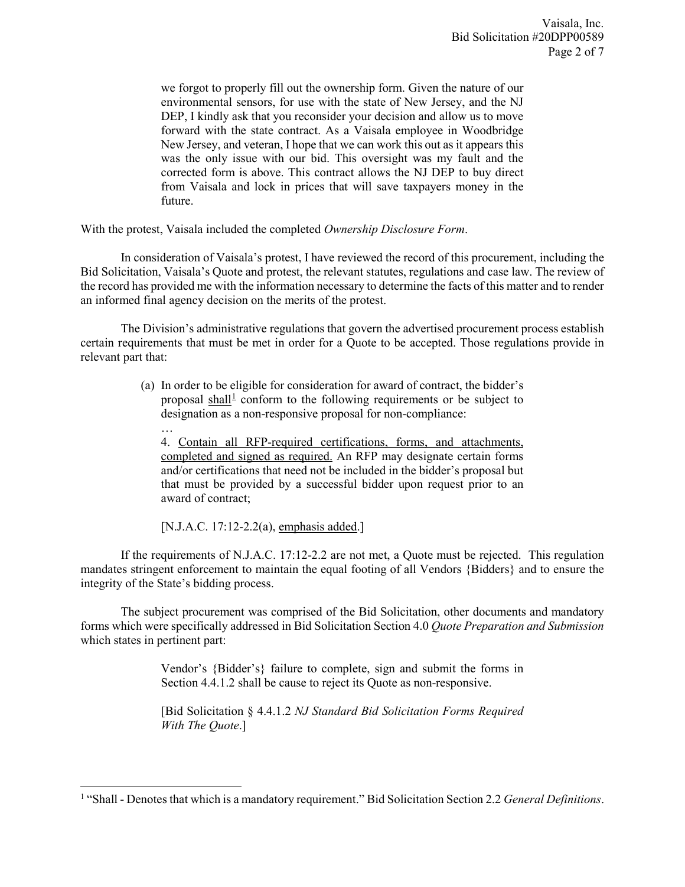> we forgot to properly fill out the ownership form. Given the nature of our environmental sensors, for use with the state of New Jersey, and the NJ DEP, I kindly ask that you reconsider your decision and allow us to move forward with the state contract. As a Vaisala employee in Woodbridge New Jersey, and veteran, I hope that we can work this out as it appears this was the only issue with our bid. This oversight was my fault and the corrected form is above. This contract allows the NJ DEP to buy direct from Vaisala and lock in prices that will save taxpayers money in the future.

With the protest, Vaisala included the completed *Ownership Disclosure Form*.

In consideration of Vaisala's protest, I have reviewed the record of this procurement, including the Bid Solicitation, Vaisala's Quote and protest, the relevant statutes, regulations and case law. The review of the record has provided me with the information necessary to determine the facts of this matter and to render an informed final agency decision on the merits of the protest.

The Division's administrative regulations that govern the advertised procurement process establish certain requirements that must be met in order for a Quote to be accepted. Those regulations provide in relevant part that:

> (a) In order to be eligible for consideration for award of contract, the bidder's proposal <u>shall</u>[1] conform to the following requirements or be subject to designation as a non-responsive proposal for non-compliance:
>
> …
>
> 4. <u>Contain all RFP-required certifications, forms, and attachments, completed and signed as required.</u> An RFP may designate certain forms and/or certifications that need not be included in the bidder's proposal but that must be provided by a successful bidder upon request prior to an award of contract;
>
> [N.J.A.C. 17:12-2.2(a), <u>emphasis added</u>.]

If the requirements of N.J.A.C. 17:12-2.2 are not met, a Quote must be rejected. This regulation mandates stringent enforcement to maintain the equal footing of all Vendors {Bidders} and to ensure the integrity of the State's bidding process.

The subject procurement was comprised of the Bid Solicitation, other documents and mandatory forms which were specifically addressed in Bid Solicitation Section 4.0 *Quote Preparation and Submission* which states in pertinent part:

> Vendor's {Bidder's} failure to complete, sign and submit the forms in Section 4.4.1.2 shall be cause to reject its Quote as non-responsive.
>
> [Bid Solicitation § 4.4.1.2 *NJ Standard Bid Solicitation Forms Required With The Quote*.]

---

[1] "Shall - Denotes that which is a mandatory requirement." Bid Solicitation Section 2.2 *General Definitions*.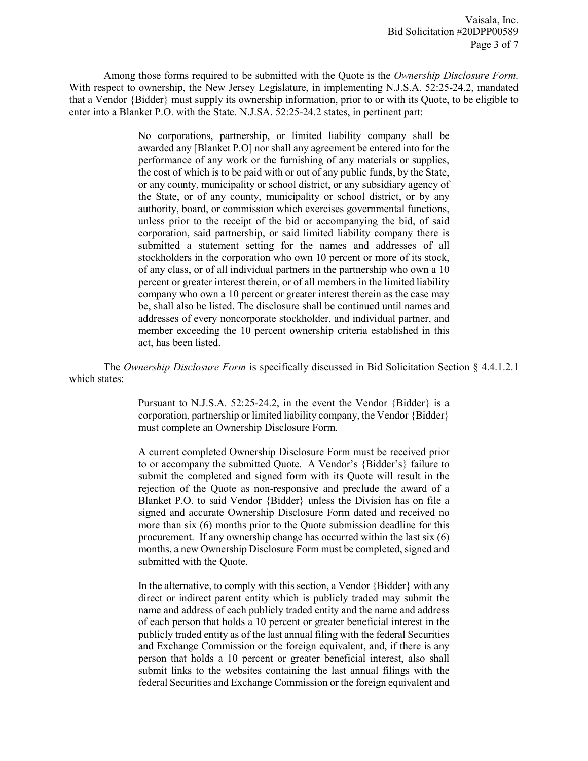Among those forms required to be submitted with the Quote is the *Ownership Disclosure Form.* With respect to ownership, the New Jersey Legislature, in implementing N.J.S.A. 52:25-24.2, mandated that a Vendor {Bidder} must supply its ownership information, prior to or with its Quote, to be eligible to enter into a Blanket P.O. with the State. N.J.SA. 52:25-24.2 states, in pertinent part:

> No corporations, partnership, or limited liability company shall be awarded any [Blanket P.O] nor shall any agreement be entered into for the performance of any work or the furnishing of any materials or supplies, the cost of which is to be paid with or out of any public funds, by the State, or any county, municipality or school district, or any subsidiary agency of the State, or of any county, municipality or school district, or by any authority, board, or commission which exercises governmental functions, unless prior to the receipt of the bid or accompanying the bid, of said corporation, said partnership, or said limited liability company there is submitted a statement setting for the names and addresses of all stockholders in the corporation who own 10 percent or more of its stock, of any class, or of all individual partners in the partnership who own a 10 percent or greater interest therein, or of all members in the limited liability company who own a 10 percent or greater interest therein as the case may be, shall also be listed. The disclosure shall be continued until names and addresses of every noncorporate stockholder, and individual partner, and member exceeding the 10 percent ownership criteria established in this act, has been listed.

The *Ownership Disclosure Form* is specifically discussed in Bid Solicitation Section § 4.4.1.2.1 which states:

> Pursuant to N.J.S.A. 52:25-24.2, in the event the Vendor {Bidder} is a corporation, partnership or limited liability company, the Vendor {Bidder} must complete an Ownership Disclosure Form.
>
> A current completed Ownership Disclosure Form must be received prior to or accompany the submitted Quote. A Vendor's {Bidder's} failure to submit the completed and signed form with its Quote will result in the rejection of the Quote as non-responsive and preclude the award of a Blanket P.O. to said Vendor {Bidder} unless the Division has on file a signed and accurate Ownership Disclosure Form dated and received no more than six (6) months prior to the Quote submission deadline for this procurement. If any ownership change has occurred within the last six (6) months, a new Ownership Disclosure Form must be completed, signed and submitted with the Quote.
>
> In the alternative, to comply with this section, a Vendor {Bidder} with any direct or indirect parent entity which is publicly traded may submit the name and address of each publicly traded entity and the name and address of each person that holds a 10 percent or greater beneficial interest in the publicly traded entity as of the last annual filing with the federal Securities and Exchange Commission or the foreign equivalent, and, if there is any person that holds a 10 percent or greater beneficial interest, also shall submit links to the websites containing the last annual filings with the federal Securities and Exchange Commission or the foreign equivalent and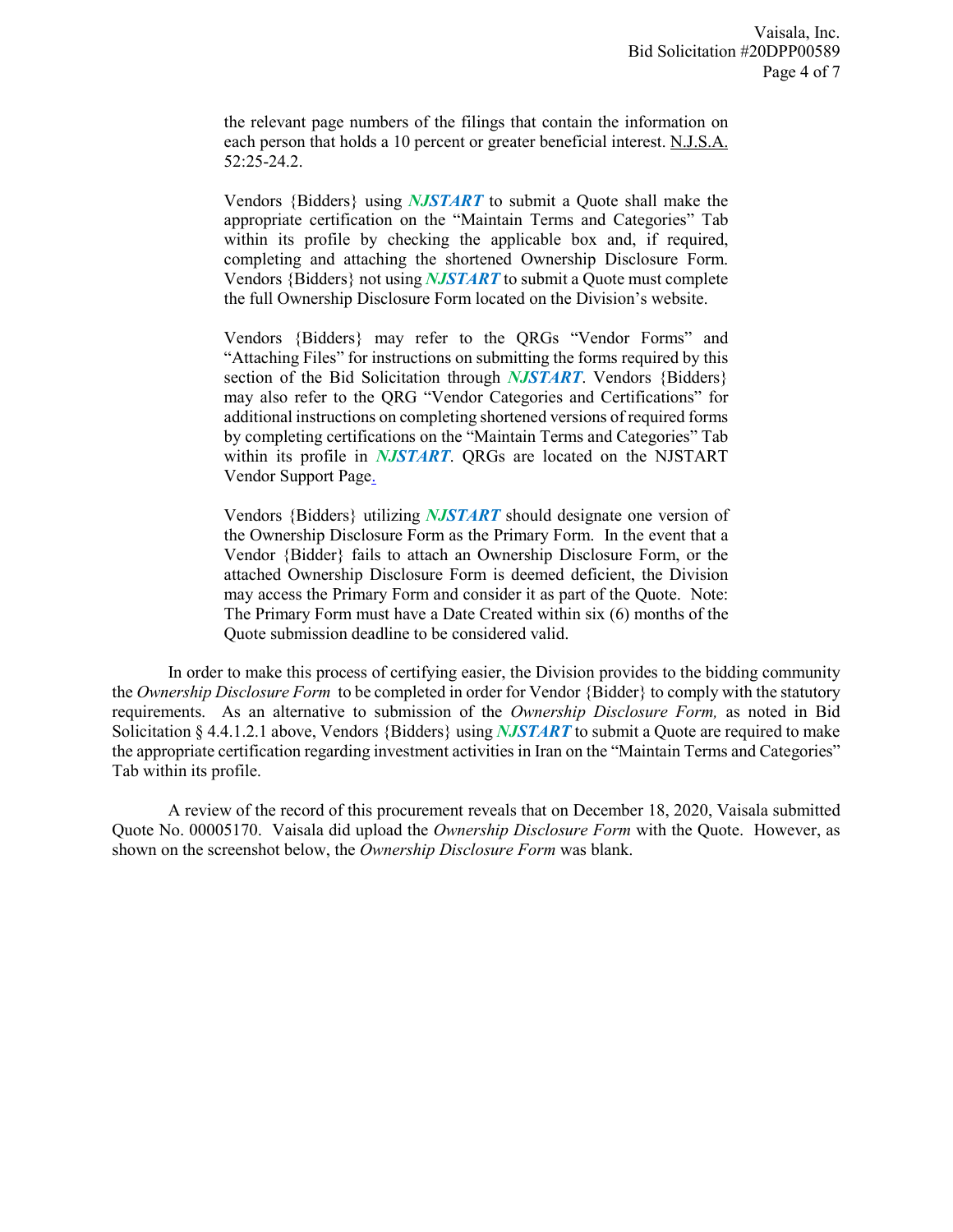the relevant page numbers of the filings that contain the information on each person that holds a 10 percent or greater beneficial interest. N.J.S.A. 52:25-24.2.

> Vendors {Bidders} using ***NJSTART*** to submit a Quote shall make the appropriate certification on the "Maintain Terms and Categories" Tab within its profile by checking the applicable box and, if required, completing and attaching the shortened Ownership Disclosure Form. Vendors {Bidders} not using ***NJSTART*** to submit a Quote must complete the full Ownership Disclosure Form located on the Division's website.
>
> Vendors {Bidders} may refer to the QRGs "Vendor Forms" and "Attaching Files" for instructions on submitting the forms required by this section of the Bid Solicitation through ***NJSTART***. Vendors {Bidders} may also refer to the QRG "Vendor Categories and Certifications" for additional instructions on completing shortened versions of required forms by completing certifications on the "Maintain Terms and Categories" Tab within its profile in ***NJSTART***. QRGs are located on the NJSTART Vendor Support Page.
>
> Vendors {Bidders} utilizing ***NJSTART*** should designate one version of the Ownership Disclosure Form as the Primary Form. In the event that a Vendor {Bidder} fails to attach an Ownership Disclosure Form, or the attached Ownership Disclosure Form is deemed deficient, the Division may access the Primary Form and consider it as part of the Quote. Note: The Primary Form must have a Date Created within six (6) months of the Quote submission deadline to be considered valid.

In order to make this process of certifying easier, the Division provides to the bidding community the *Ownership Disclosure Form* to be completed in order for Vendor {Bidder} to comply with the statutory requirements. As an alternative to submission of the *Ownership Disclosure Form,* as noted in Bid Solicitation § 4.4.1.2.1 above, Vendors {Bidders} using ***NJSTART*** to submit a Quote are required to make the appropriate certification regarding investment activities in Iran on the "Maintain Terms and Categories" Tab within its profile.

A review of the record of this procurement reveals that on December 18, 2020, Vaisala submitted Quote No. 00005170. Vaisala did upload the *Ownership Disclosure Form* with the Quote. However, as shown on the screenshot below, the *Ownership Disclosure Form* was blank.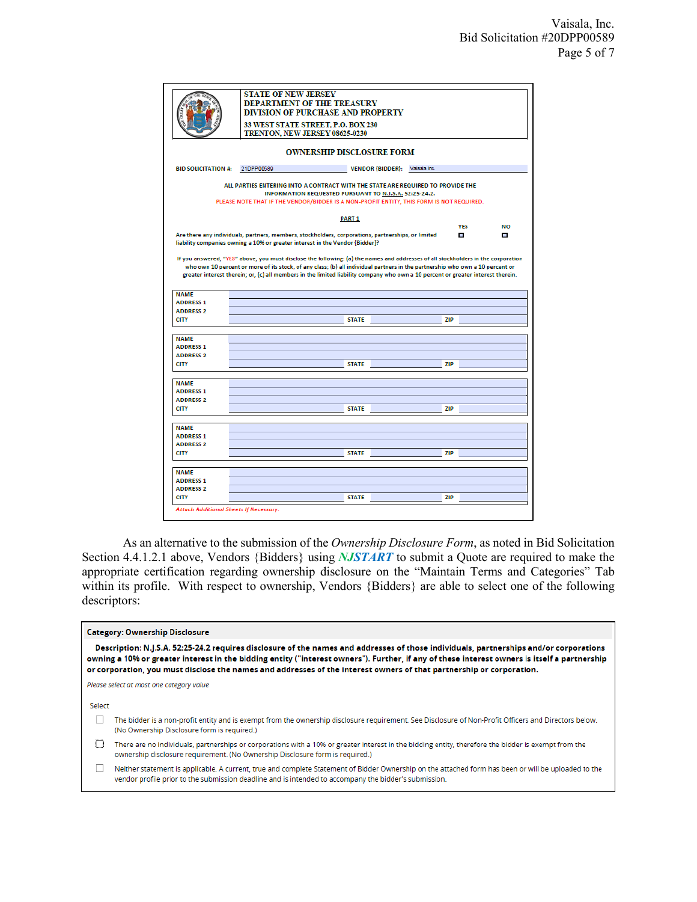**STATE OF NEW JERSEY**
**DEPARTMENT OF THE TREASURY**
**DIVISION OF PURCHASE AND PROPERTY**
**33 WEST STATE STREET, P.O. BOX 230**
**TRENTON, NEW JERSEY 08625-0230**

## OWNERSHIP DISCLOSURE FORM

**BID SOLICITATION #:** 21DPP00589 **VENDOR {BIDDER}:** Vaisala Inc.

**ALL PARTIES ENTERING INTO A CONTRACT WITH THE STATE ARE REQUIRED TO PROVIDE THE INFORMATION REQUESTED PURSUANT TO N.J.S.A. 52:25-24.2.**

PLEASE NOTE THAT IF THE VENDOR/BIDDER IS A NON-PROFIT ENTITY, THIS FORM IS NOT REQUIRED.

**PART 1**

| | YES | NO |
|---|---|---|
| Are there any individuals, partners, members, stockholders, corporations, partnerships, or limited liability companies owning a 10% or greater interest in the Vendor {Bidder}? | ☐ | ☐ |

If you answered, "YES" above, you must disclose the following: (a) the names and addresses of all stockholders in the corporation who own 10 percent or more of its stock, of any class; (b) all individual partners in the partnership who own a 10 percent or greater interest therein; or, (c) all members in the limited liability company who own a 10 percent or greater interest therein.

| | | | | | |
|---|---|---|---|---|---|
| NAME | | | | | |
| ADDRESS 1 | | | | | |
| ADDRESS 2 | | | | | |
| CITY | | STATE | | ZIP | |

| | | | | | |
|---|---|---|---|---|---|
| NAME | | | | | |
| ADDRESS 1 | | | | | |
| ADDRESS 2 | | | | | |
| CITY | | STATE | | ZIP | |

| | | | | | |
|---|---|---|---|---|---|
| NAME | | | | | |
| ADDRESS 1 | | | | | |
| ADDRESS 2 | | | | | |
| CITY | | STATE | | ZIP | |

| | | | | | |
|---|---|---|---|---|---|
| NAME | | | | | |
| ADDRESS 1 | | | | | |
| ADDRESS 2 | | | | | |
| CITY | | STATE | | ZIP | |

| | | | | | |
|---|---|---|---|---|---|
| NAME | | | | | |
| ADDRESS 1 | | | | | |
| ADDRESS 2 | | | | | |
| CITY | | STATE | | ZIP | |

*Attach Additional Sheets If Necessary.*

As an alternative to the submission of the *Ownership Disclosure Form*, as noted in Bid Solicitation Section 4.4.1.2.1 above, Vendors {Bidders} using ***NJSTART*** to submit a Quote are required to make the appropriate certification regarding ownership disclosure on the "Maintain Terms and Categories" Tab within its profile. With respect to ownership, Vendors {Bidders} are able to select one of the following descriptors:

**Category: Ownership Disclosure**

**Description: N.J.S.A. 52:25-24.2 requires disclosure of the names and addresses of those individuals, partnerships and/or corporations owning a 10% or greater interest in the bidding entity ("interest owners"). Further, if any of these interest owners is itself a partnership or corporation, you must disclose the names and addresses of the interest owners of that partnership or corporation.**

*Please select at most one category value*

Select

- ☐ The bidder is a non-profit entity and is exempt from the ownership disclosure requirement. See Disclosure of Non-Profit Officers and Directors below. (No Ownership Disclosure form is required.)
- ☐ There are no individuals, partnerships or corporations with a 10% or greater interest in the bidding entity, therefore the bidder is exempt from the ownership disclosure requirement. (No Ownership Disclosure form is required.)
- ☐ Neither statement is applicable. A current, true and complete Statement of Bidder Ownership on the attached form has been or will be uploaded to the vendor profile prior to the submission deadline and is intended to accompany the bidder's submission.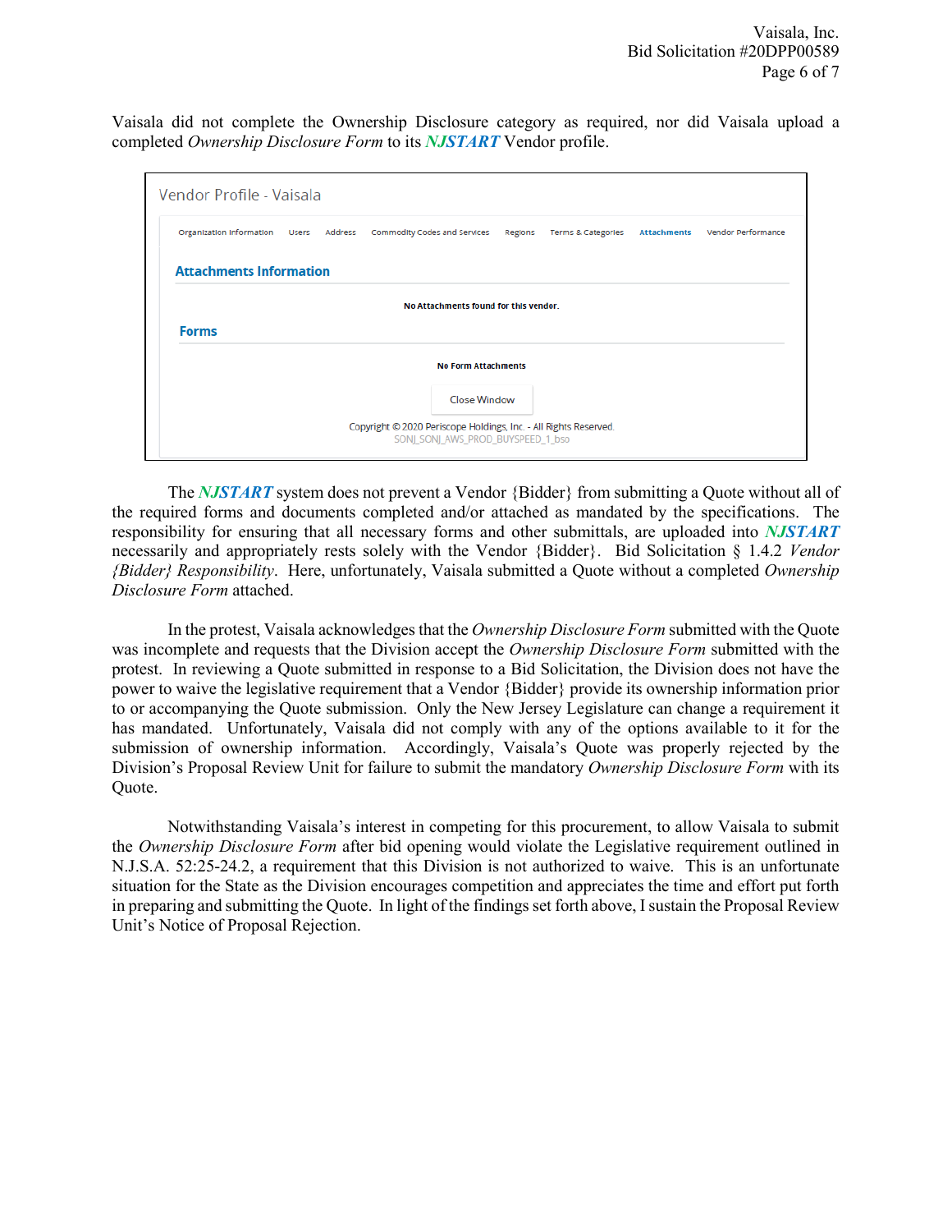Vaisala did not complete the Ownership Disclosure category as required, nor did Vaisala upload a completed *Ownership Disclosure Form* to its ***NJSTART*** Vendor profile.

Vendor Profile - Vaisala

Organization Information | Users | Address | Commodity Codes and Services | Regions | Terms & Categories | Attachments | Vendor Performance

**Attachments Information**

No Attachments found for this vendor.

**Forms**

No Form Attachments

Close Window

Copyright © 2020 Periscope Holdings, Inc. - All Rights Reserved.
SONJ_SONJ_AWS_PROD_BUYSPEED_1_bso

The ***NJSTART*** system does not prevent a Vendor {Bidder} from submitting a Quote without all of the required forms and documents completed and/or attached as mandated by the specifications. The responsibility for ensuring that all necessary forms and other submittals, are uploaded into ***NJSTART*** necessarily and appropriately rests solely with the Vendor {Bidder}. Bid Solicitation § 1.4.2 *Vendor {Bidder} Responsibility*. Here, unfortunately, Vaisala submitted a Quote without a completed *Ownership Disclosure Form* attached.

In the protest, Vaisala acknowledges that the *Ownership Disclosure Form* submitted with the Quote was incomplete and requests that the Division accept the *Ownership Disclosure Form* submitted with the protest. In reviewing a Quote submitted in response to a Bid Solicitation, the Division does not have the power to waive the legislative requirement that a Vendor {Bidder} provide its ownership information prior to or accompanying the Quote submission. Only the New Jersey Legislature can change a requirement it has mandated. Unfortunately, Vaisala did not comply with any of the options available to it for the submission of ownership information. Accordingly, Vaisala's Quote was properly rejected by the Division's Proposal Review Unit for failure to submit the mandatory *Ownership Disclosure Form* with its Quote.

Notwithstanding Vaisala's interest in competing for this procurement, to allow Vaisala to submit the *Ownership Disclosure Form* after bid opening would violate the Legislative requirement outlined in N.J.S.A. 52:25-24.2, a requirement that this Division is not authorized to waive. This is an unfortunate situation for the State as the Division encourages competition and appreciates the time and effort put forth in preparing and submitting the Quote. In light of the findings set forth above, I sustain the Proposal Review Unit's Notice of Proposal Rejection.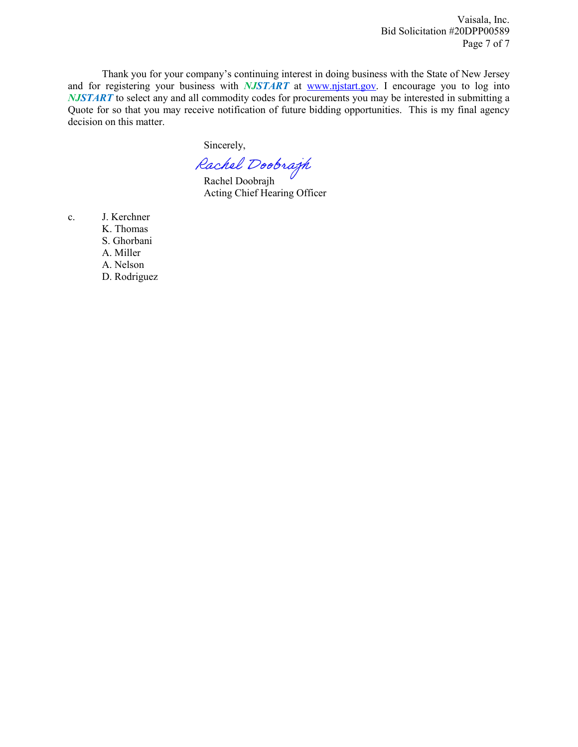Thank you for your company's continuing interest in doing business with the State of New Jersey and for registering your business with ***NJSTART*** at www.njstart.gov. I encourage you to log into ***NJSTART*** to select any and all commodity codes for procurements you may be interested in submitting a Quote for so that you may receive notification of future bidding opportunities. This is my final agency decision on this matter.

Sincerely,

*Rachel Doobrajh*

Rachel Doobrajh
Acting Chief Hearing Officer

c. J. Kerchner
K. Thomas
S. Ghorbani
A. Miller
A. Nelson
D. Rodriguez